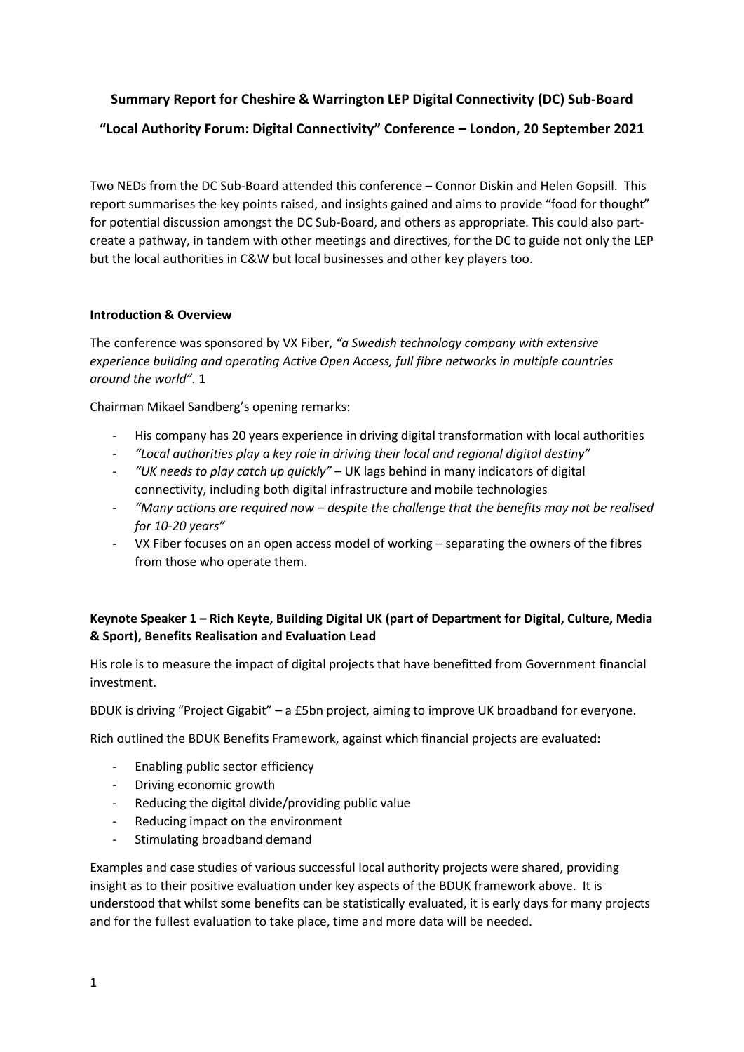**Summary Report for Cheshire & Warrington LEP Digital Connectivity (DC) Sub-Board**

**"Local Authority Forum: Digital Connectivity" Conference – London, 20 September 2021**

Two NEDs from the DC Sub-Board attended this conference – Connor Diskin and Helen Gopsill. This report summarises the key points raised, and insights gained and aims to provide "food for thought" for potential discussion amongst the DC Sub-Board, and others as appropriate. This could also part-create a pathway, in tandem with other meetings and directives, for the DC to guide not only the LEP but the local authorities in C&W but local businesses and other key players too.

**Introduction & Overview**

The conference was sponsored by VX Fiber, *"a Swedish technology company with extensive experience building and operating Active Open Access, full fibre networks in multiple countries around the world".* 1

Chairman Mikael Sandberg's opening remarks:

- His company has 20 years experience in driving digital transformation with local authorities
- *"Local authorities play a key role in driving their local and regional digital destiny"*
- *"UK needs to play catch up quickly"* – UK lags behind in many indicators of digital connectivity, including both digital infrastructure and mobile technologies
- *"Many actions are required now – despite the challenge that the benefits may not be realised for 10-20 years"*
- VX Fiber focuses on an open access model of working – separating the owners of the fibres from those who operate them.

**Keynote Speaker 1 – Rich Keyte, Building Digital UK (part of Department for Digital, Culture, Media & Sport), Benefits Realisation and Evaluation Lead**

His role is to measure the impact of digital projects that have benefitted from Government financial investment.

BDUK is driving "Project Gigabit" – a £5bn project, aiming to improve UK broadband for everyone.

Rich outlined the BDUK Benefits Framework, against which financial projects are evaluated:

- Enabling public sector efficiency
- Driving economic growth
- Reducing the digital divide/providing public value
- Reducing impact on the environment
- Stimulating broadband demand

Examples and case studies of various successful local authority projects were shared, providing insight as to their positive evaluation under key aspects of the BDUK framework above. It is understood that whilst some benefits can be statistically evaluated, it is early days for many projects and for the fullest evaluation to take place, time and more data will be needed.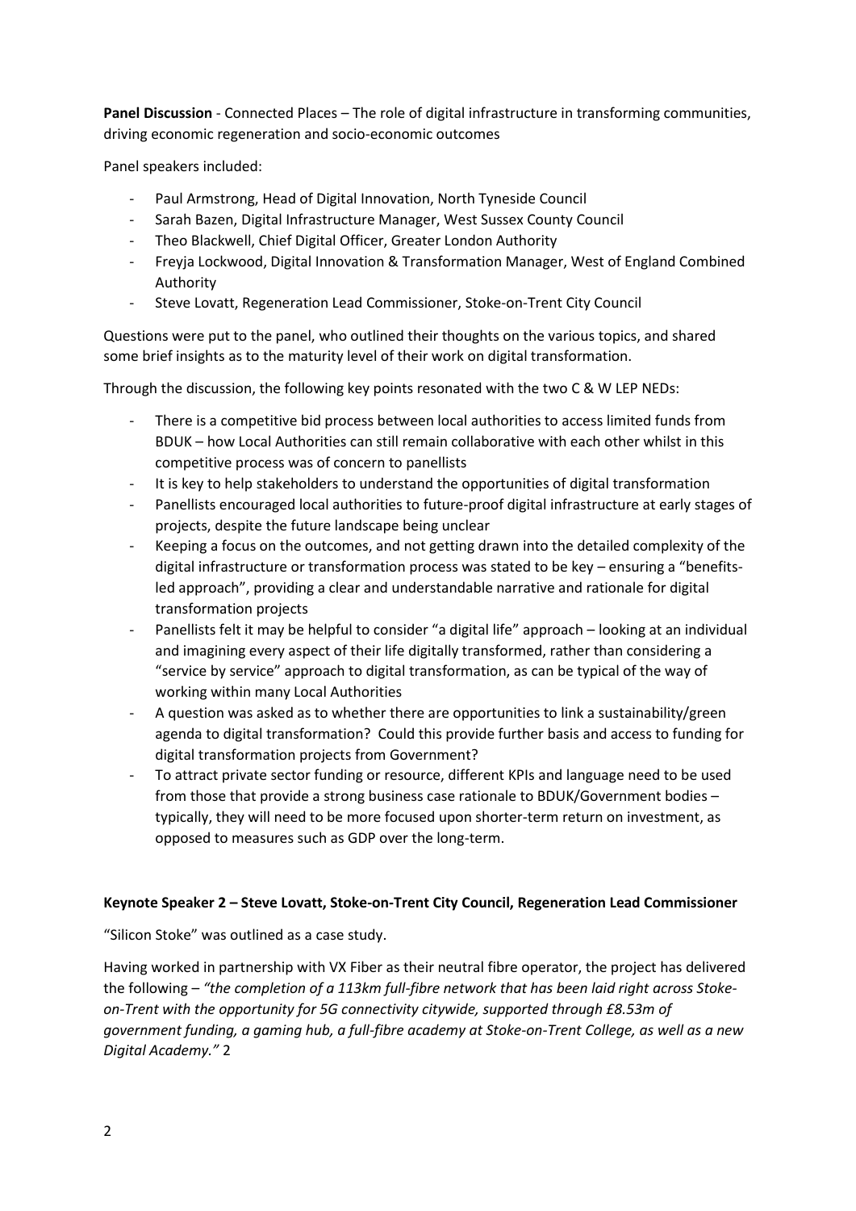**Panel Discussion** - Connected Places – The role of digital infrastructure in transforming communities, driving economic regeneration and socio-economic outcomes

Panel speakers included:

- Paul Armstrong, Head of Digital Innovation, North Tyneside Council
- Sarah Bazen, Digital Infrastructure Manager, West Sussex County Council
- Theo Blackwell, Chief Digital Officer, Greater London Authority
- Freyja Lockwood, Digital Innovation & Transformation Manager, West of England Combined Authority
- Steve Lovatt, Regeneration Lead Commissioner, Stoke-on-Trent City Council

Questions were put to the panel, who outlined their thoughts on the various topics, and shared some brief insights as to the maturity level of their work on digital transformation.

Through the discussion, the following key points resonated with the two C & W LEP NEDs:

- There is a competitive bid process between local authorities to access limited funds from BDUK – how Local Authorities can still remain collaborative with each other whilst in this competitive process was of concern to panellists
- It is key to help stakeholders to understand the opportunities of digital transformation
- Panellists encouraged local authorities to future-proof digital infrastructure at early stages of projects, despite the future landscape being unclear
- Keeping a focus on the outcomes, and not getting drawn into the detailed complexity of the digital infrastructure or transformation process was stated to be key – ensuring a "benefits-led approach", providing a clear and understandable narrative and rationale for digital transformation projects
- Panellists felt it may be helpful to consider "a digital life" approach – looking at an individual and imagining every aspect of their life digitally transformed, rather than considering a "service by service" approach to digital transformation, as can be typical of the way of working within many Local Authorities
- A question was asked as to whether there are opportunities to link a sustainability/green agenda to digital transformation? Could this provide further basis and access to funding for digital transformation projects from Government?
- To attract private sector funding or resource, different KPIs and language need to be used from those that provide a strong business case rationale to BDUK/Government bodies – typically, they will need to be more focused upon shorter-term return on investment, as opposed to measures such as GDP over the long-term.

**Keynote Speaker 2 – Steve Lovatt, Stoke-on-Trent City Council, Regeneration Lead Commissioner**

"Silicon Stoke" was outlined as a case study.

Having worked in partnership with VX Fiber as their neutral fibre operator, the project has delivered the following – *"the completion of a 113km full-fibre network that has been laid right across Stoke-on-Trent with the opportunity for 5G connectivity citywide, supported through £8.53m of government funding, a gaming hub, a full-fibre academy at Stoke-on-Trent College, as well as a new Digital Academy."* 2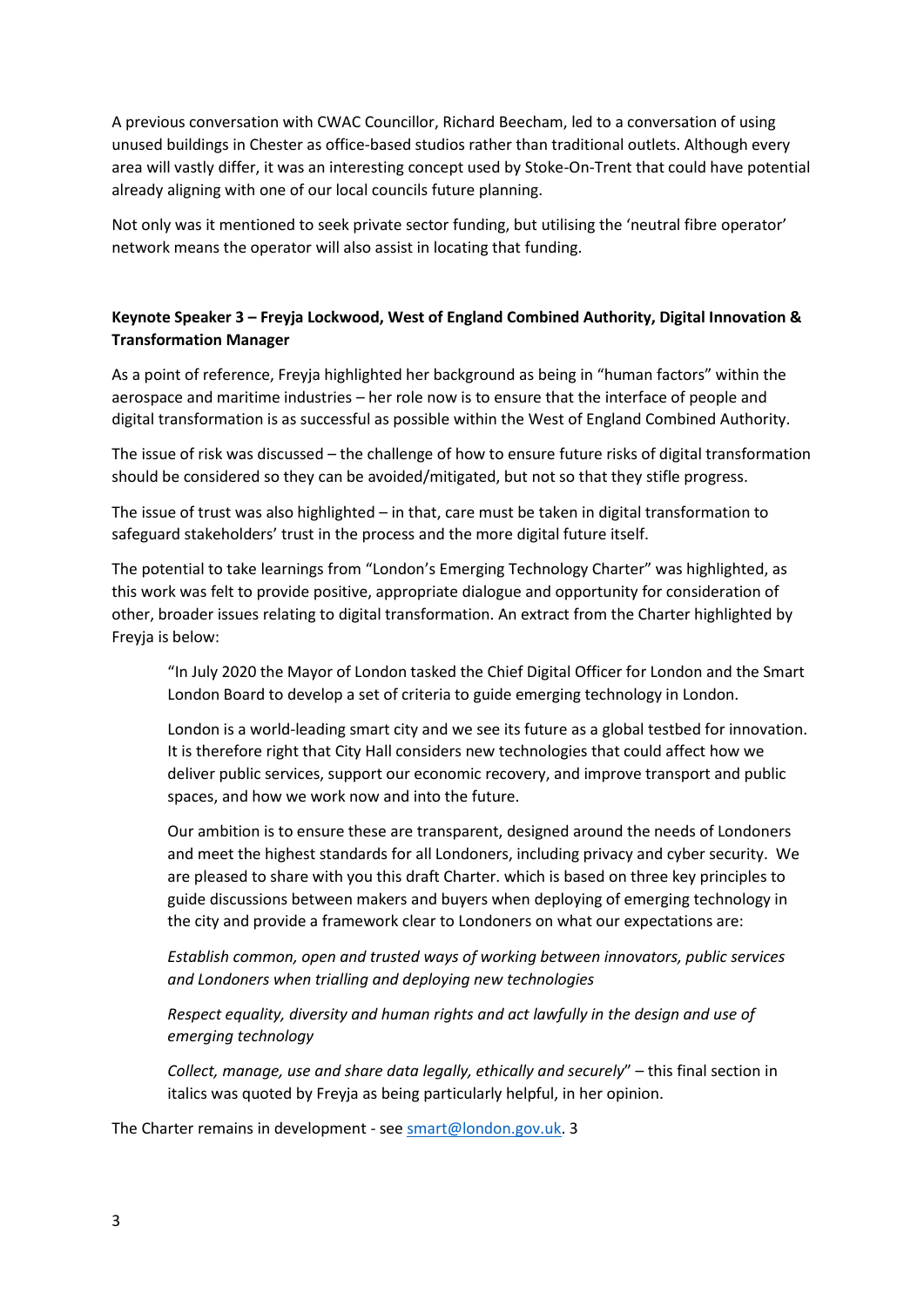A previous conversation with CWAC Councillor, Richard Beecham, led to a conversation of using unused buildings in Chester as office-based studios rather than traditional outlets. Although every area will vastly differ, it was an interesting concept used by Stoke-On-Trent that could have potential already aligning with one of our local councils future planning.

Not only was it mentioned to seek private sector funding, but utilising the 'neutral fibre operator' network means the operator will also assist in locating that funding.

**Keynote Speaker 3 – Freyja Lockwood, West of England Combined Authority, Digital Innovation & Transformation Manager**

As a point of reference, Freyja highlighted her background as being in "human factors" within the aerospace and maritime industries – her role now is to ensure that the interface of people and digital transformation is as successful as possible within the West of England Combined Authority.

The issue of risk was discussed – the challenge of how to ensure future risks of digital transformation should be considered so they can be avoided/mitigated, but not so that they stifle progress.

The issue of trust was also highlighted – in that, care must be taken in digital transformation to safeguard stakeholders' trust in the process and the more digital future itself.

The potential to take learnings from "London's Emerging Technology Charter" was highlighted, as this work was felt to provide positive, appropriate dialogue and opportunity for consideration of other, broader issues relating to digital transformation. An extract from the Charter highlighted by Freyja is below:

> "In July 2020 the Mayor of London tasked the Chief Digital Officer for London and the Smart London Board to develop a set of criteria to guide emerging technology in London.
>
> London is a world-leading smart city and we see its future as a global testbed for innovation. It is therefore right that City Hall considers new technologies that could affect how we deliver public services, support our economic recovery, and improve transport and public spaces, and how we work now and into the future.
>
> Our ambition is to ensure these are transparent, designed around the needs of Londoners and meet the highest standards for all Londoners, including privacy and cyber security. We are pleased to share with you this draft Charter. which is based on three key principles to guide discussions between makers and buyers when deploying of emerging technology in the city and provide a framework clear to Londoners on what our expectations are:
>
> *Establish common, open and trusted ways of working between innovators, public services and Londoners when trialling and deploying new technologies*
>
> *Respect equality, diversity and human rights and act lawfully in the design and use of emerging technology*
>
> *Collect, manage, use and share data legally, ethically and securely*" – this final section in italics was quoted by Freyja as being particularly helpful, in her opinion.

The Charter remains in development - see smart@london.gov.uk. 3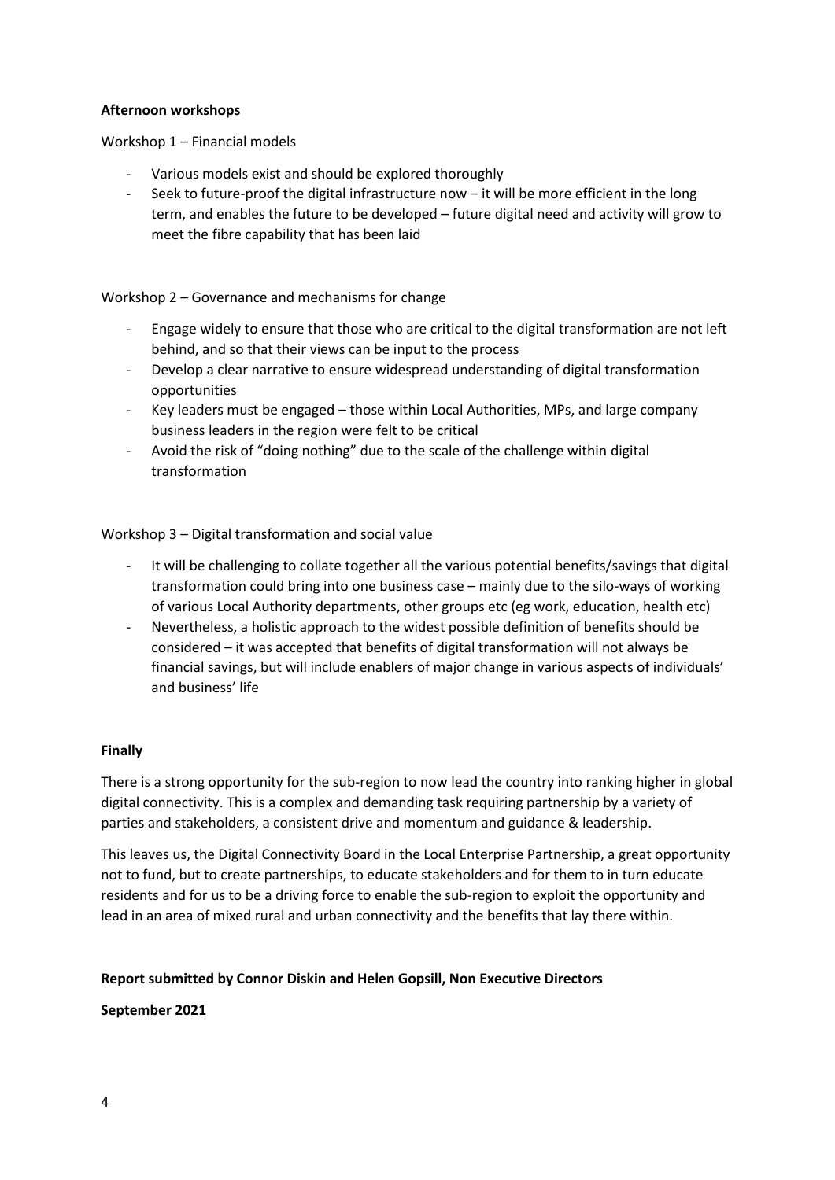**Afternoon workshops**

Workshop 1 – Financial models

- Various models exist and should be explored thoroughly
- Seek to future-proof the digital infrastructure now – it will be more efficient in the long term, and enables the future to be developed – future digital need and activity will grow to meet the fibre capability that has been laid

Workshop 2 – Governance and mechanisms for change

- Engage widely to ensure that those who are critical to the digital transformation are not left behind, and so that their views can be input to the process
- Develop a clear narrative to ensure widespread understanding of digital transformation opportunities
- Key leaders must be engaged – those within Local Authorities, MPs, and large company business leaders in the region were felt to be critical
- Avoid the risk of "doing nothing" due to the scale of the challenge within digital transformation

Workshop 3 – Digital transformation and social value

- It will be challenging to collate together all the various potential benefits/savings that digital transformation could bring into one business case – mainly due to the silo-ways of working of various Local Authority departments, other groups etc (eg work, education, health etc)
- Nevertheless, a holistic approach to the widest possible definition of benefits should be considered – it was accepted that benefits of digital transformation will not always be financial savings, but will include enablers of major change in various aspects of individuals' and business' life

**Finally**

There is a strong opportunity for the sub-region to now lead the country into ranking higher in global digital connectivity. This is a complex and demanding task requiring partnership by a variety of parties and stakeholders, a consistent drive and momentum and guidance & leadership.

This leaves us, the Digital Connectivity Board in the Local Enterprise Partnership, a great opportunity not to fund, but to create partnerships, to educate stakeholders and for them to in turn educate residents and for us to be a driving force to enable the sub-region to exploit the opportunity and lead in an area of mixed rural and urban connectivity and the benefits that lay there within.

**Report submitted by Connor Diskin and Helen Gopsill, Non Executive Directors**

**September 2021**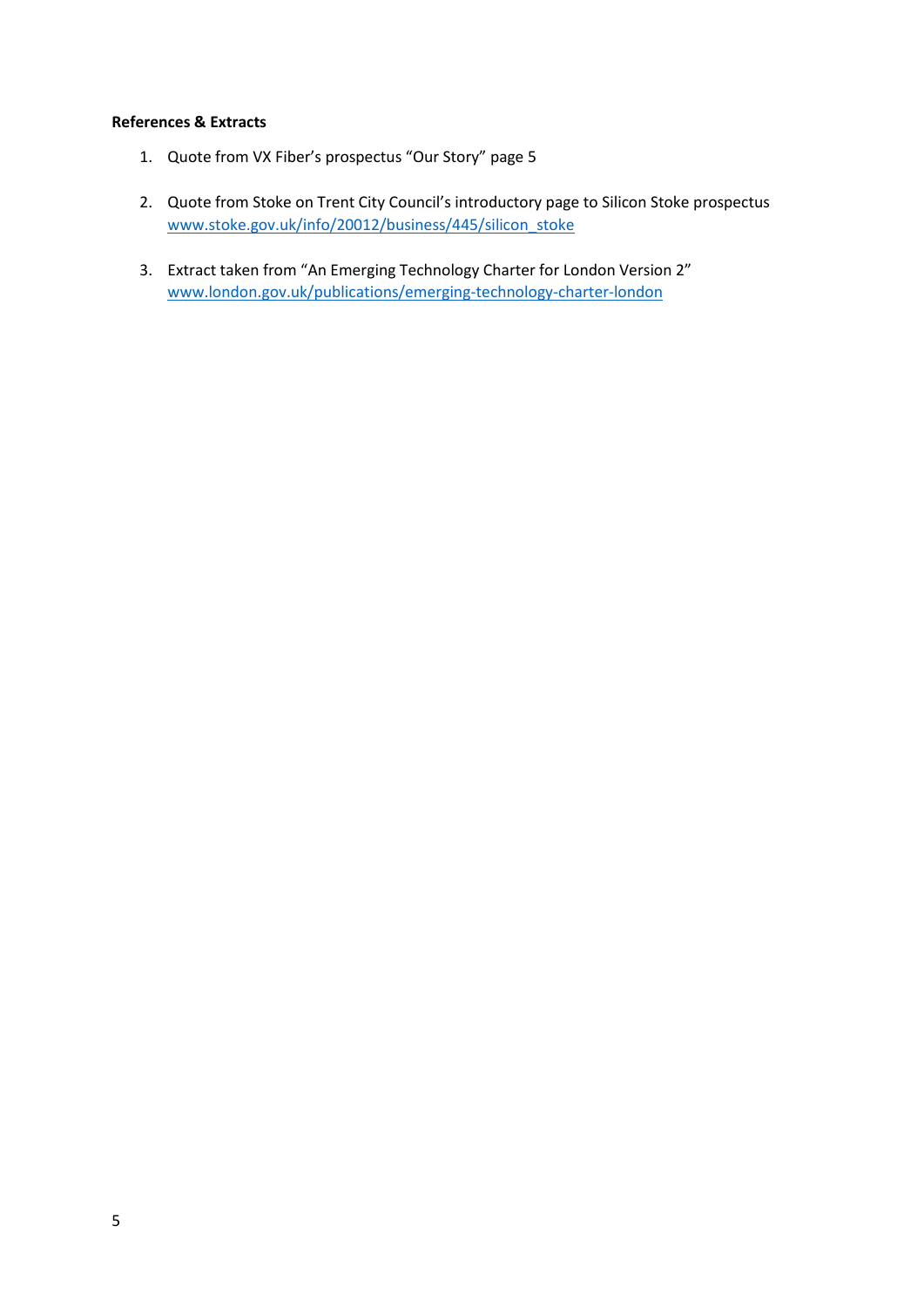**References & Extracts**

1. Quote from VX Fiber's prospectus "Our Story" page 5

2. Quote from Stoke on Trent City Council's introductory page to Silicon Stoke prospectus www.stoke.gov.uk/info/20012/business/445/silicon_stoke

3. Extract taken from "An Emerging Technology Charter for London Version 2" www.london.gov.uk/publications/emerging-technology-charter-london